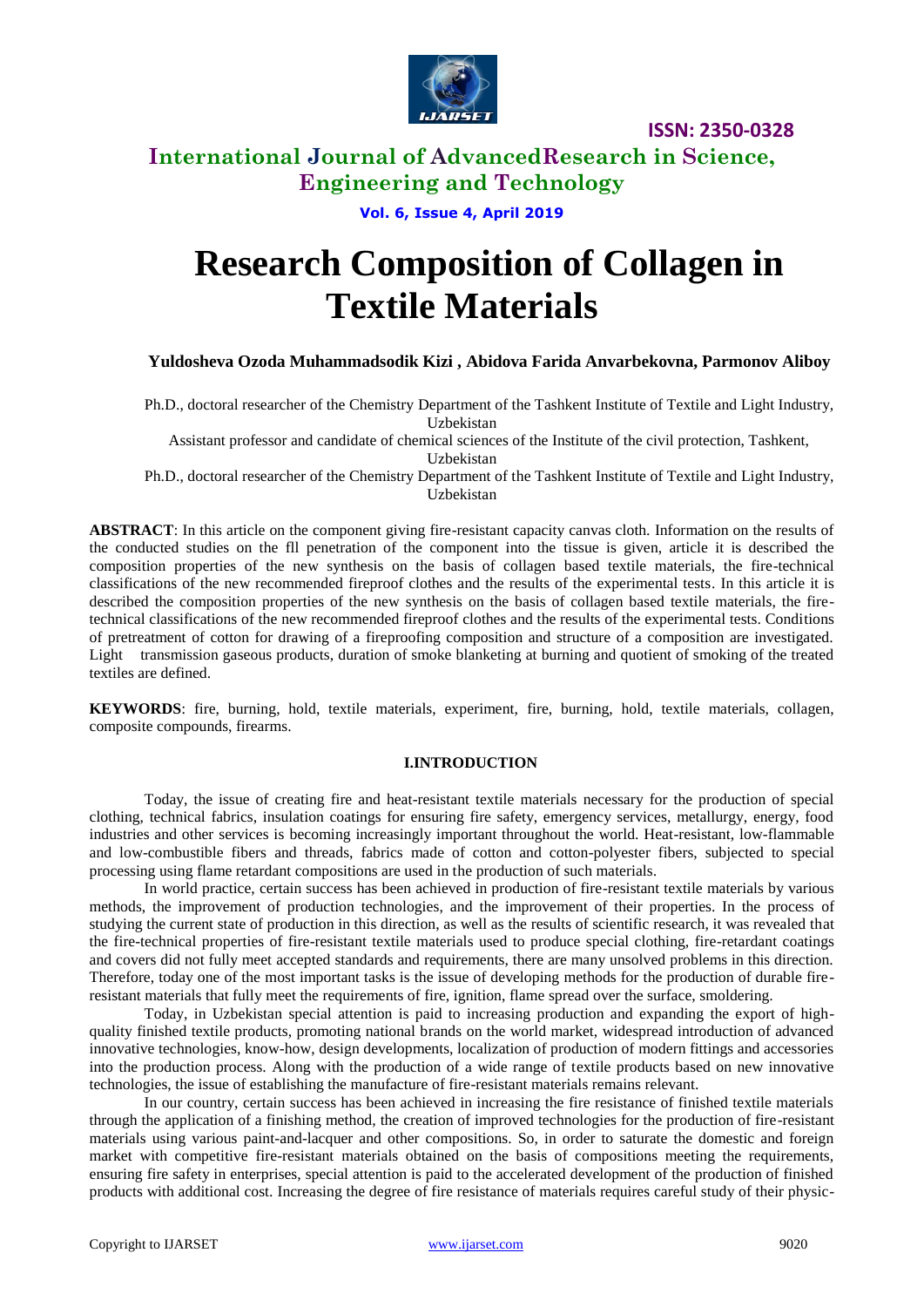# Research Composition of Collagen in Textile Materials

**Yuldosheva Ozoda Muhammadsodik Kizi , Abidova Farida Anvarbekovna, Parmonov Aliboy**

Ph.D., doctoral researcher of the Chemistry Department of the Tashkent Institute of Textile and Light Industry, Uzbekistan

Assistant professor and candidate of chemical sciences of the Institute of the civil protection, Tashkent, Uzbekistan

Ph.D., doctoral researcher of the Chemistry Department of the Tashkent Institute of Textile and Light Industry, Uzbekistan

**ABSTRACT**: In this article on the component giving fire-resistant capacity canvas cloth. Information on the results of the conducted studies on the fll penetration of the component into the tissue is given, article it is described the composition properties of the new synthesis on the basis of collagen based textile materials, the fire-technical classifications of the new recommended fireproof clothes and the results of the experimental tests. In this article it is described the composition properties of the new synthesis on the basis of collagen based textile materials, the fire-technical classifications of the new recommended fireproof clothes and the results of the experimental tests. Conditions of pretreatment of cotton for drawing of a fireproofing composition and structure of a composition are investigated. Light transmission gaseous products, duration of smoke blanketing at burning and quotient of smoking of the treated textiles are defined.

**KEYWORDS**: fire, burning, hold, textile materials, experiment, fire, burning, hold, textile materials, collagen, composite compounds, firearms.

## I.INTRODUCTION

Today, the issue of creating fire and heat-resistant textile materials necessary for the production of special clothing, technical fabrics, insulation coatings for ensuring fire safety, emergency services, metallurgy, energy, food industries and other services is becoming increasingly important throughout the world. Heat-resistant, low-flammable and low-combustible fibers and threads, fabrics made of cotton and cotton-polyester fibers, subjected to special processing using flame retardant compositions are used in the production of such materials.

In world practice, certain success has been achieved in production of fire-resistant textile materials by various methods, the improvement of production technologies, and the improvement of their properties. In the process of studying the current state of production in this direction, as well as the results of scientific research, it was revealed that the fire-technical properties of fire-resistant textile materials used to produce special clothing, fire-retardant coatings and covers did not fully meet accepted standards and requirements, there are many unsolved problems in this direction. Therefore, today one of the most important tasks is the issue of developing methods for the production of durable fire-resistant materials that fully meet the requirements of fire, ignition, flame spread over the surface, smoldering.

Today, in Uzbekistan special attention is paid to increasing production and expanding the export of high-quality finished textile products, promoting national brands on the world market, widespread introduction of advanced innovative technologies, know-how, design developments, localization of production of modern fittings and accessories into the production process. Along with the production of a wide range of textile products based on new innovative technologies, the issue of establishing the manufacture of fire-resistant materials remains relevant.

In our country, certain success has been achieved in increasing the fire resistance of finished textile materials through the application of a finishing method, the creation of improved technologies for the production of fire-resistant materials using various paint-and-lacquer and other compositions. So, in order to saturate the domestic and foreign market with competitive fire-resistant materials obtained on the basis of compositions meeting the requirements, ensuring fire safety in enterprises, special attention is paid to the accelerated development of the production of finished products with additional cost. Increasing the degree of fire resistance of materials requires careful study of their physic-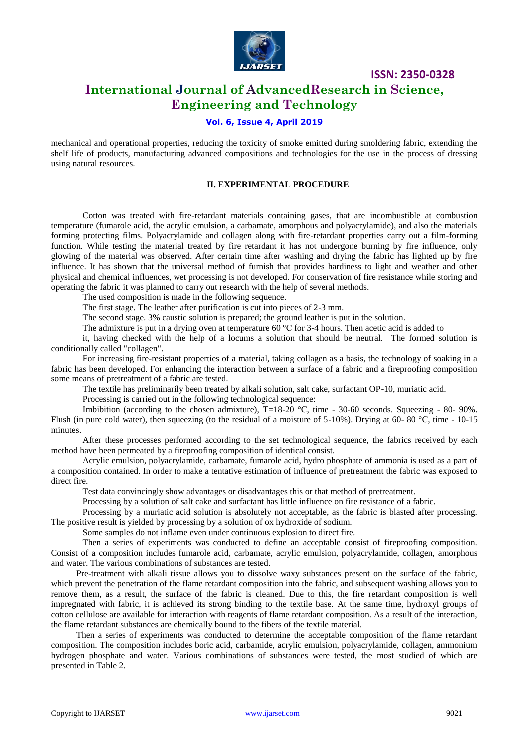mechanical and operational properties, reducing the toxicity of smoke emitted during smoldering fabric, extending the shelf life of products, manufacturing advanced compositions and technologies for the use in the process of dressing using natural resources.

## II. EXPERIMENTAL PROCEDURE

Cotton was treated with fire-retardant materials containing gases, that are incombustible at combustion temperature (fumarole acid, the acrylic emulsion, a carbamate, amorphous and polyacrylamide), and also the materials forming protecting films. Polyacrylamide and collagen along with fire-retardant properties carry out a film-forming function. While testing the material treated by fire retardant it has not undergone burning by fire influence, only glowing of the material was observed. After certain time after washing and drying the fabric has lighted up by fire influence. It has shown that the universal method of furnish that provides hardiness to light and weather and other physical and chemical influences, wet processing is not developed. For conservation of fire resistance while storing and operating the fabric it was planned to carry out research with the help of several methods.

The used composition is made in the following sequence.

The first stage. The leather after purification is cut into pieces of 2-3 mm.

The second stage. 3% caustic solution is prepared; the ground leather is put in the solution.

The admixture is put in a drying oven at temperature 60 ºC for 3-4 hours. Then acetic acid is added to it, having checked with the help of a locums a solution that should be neutral. The formed solution is conditionally called "collagen".

For increasing fire-resistant properties of a material, taking collagen as a basis, the technology of soaking in a fabric has been developed. For enhancing the interaction between a surface of a fabric and a fireproofing composition some means of pretreatment of a fabric are tested.

The textile has preliminarily been treated by alkali solution, salt cake, surfactant OP-10, muriatic acid.

Processing is carried out in the following technological sequence:

Imbibition (according to the chosen admixture), T=18-20 °C, time - 30-60 seconds. Squeezing - 80- 90%. Flush (in pure cold water), then squeezing (to the residual of a moisture of 5-10%). Drying at 60- 80 °C, time - 10-15 minutes.

After these processes performed according to the set technological sequence, the fabrics received by each method have been permeated by a fireproofing composition of identical consist.

Acrylic emulsion, polyacrylamide, carbamate, fumarole acid, hydro phosphate of ammonia is used as a part of a composition contained. In order to make a tentative estimation of influence of pretreatment the fabric was exposed to direct fire.

Test data convincingly show advantages or disadvantages this or that method of pretreatment.

Processing by a solution of salt cake and surfactant has little influence on fire resistance of a fabric.

Processing by a muriatic acid solution is absolutely not acceptable, as the fabric is blasted after processing. The positive result is yielded by processing by a solution of ox hydroxide of sodium.

Some samples do not inflame even under continuous explosion to direct fire.

Then a series of experiments was conducted to define an acceptable consist of fireproofing composition. Consist of a composition includes fumarole acid, carbamate, acrylic emulsion, polyacrylamide, collagen, amorphous and water. The various combinations of substances are tested.

Pre-treatment with alkali tissue allows you to dissolve waxy substances present on the surface of the fabric, which prevent the penetration of the flame retardant composition into the fabric, and subsequent washing allows you to remove them, as a result, the surface of the fabric is cleaned. Due to this, the fire retardant composition is well impregnated with fabric, it is achieved its strong binding to the textile base. At the same time, hydroxyl groups of cotton cellulose are available for interaction with reagents of flame retardant composition. As a result of the interaction, the flame retardant substances are chemically bound to the fibers of the textile material.

Then a series of experiments was conducted to determine the acceptable composition of the flame retardant composition. The composition includes boric acid, carbamide, acrylic emulsion, polyacrylamide, collagen, ammonium hydrogen phosphate and water. Various combinations of substances were tested, the most studied of which are presented in Table 2.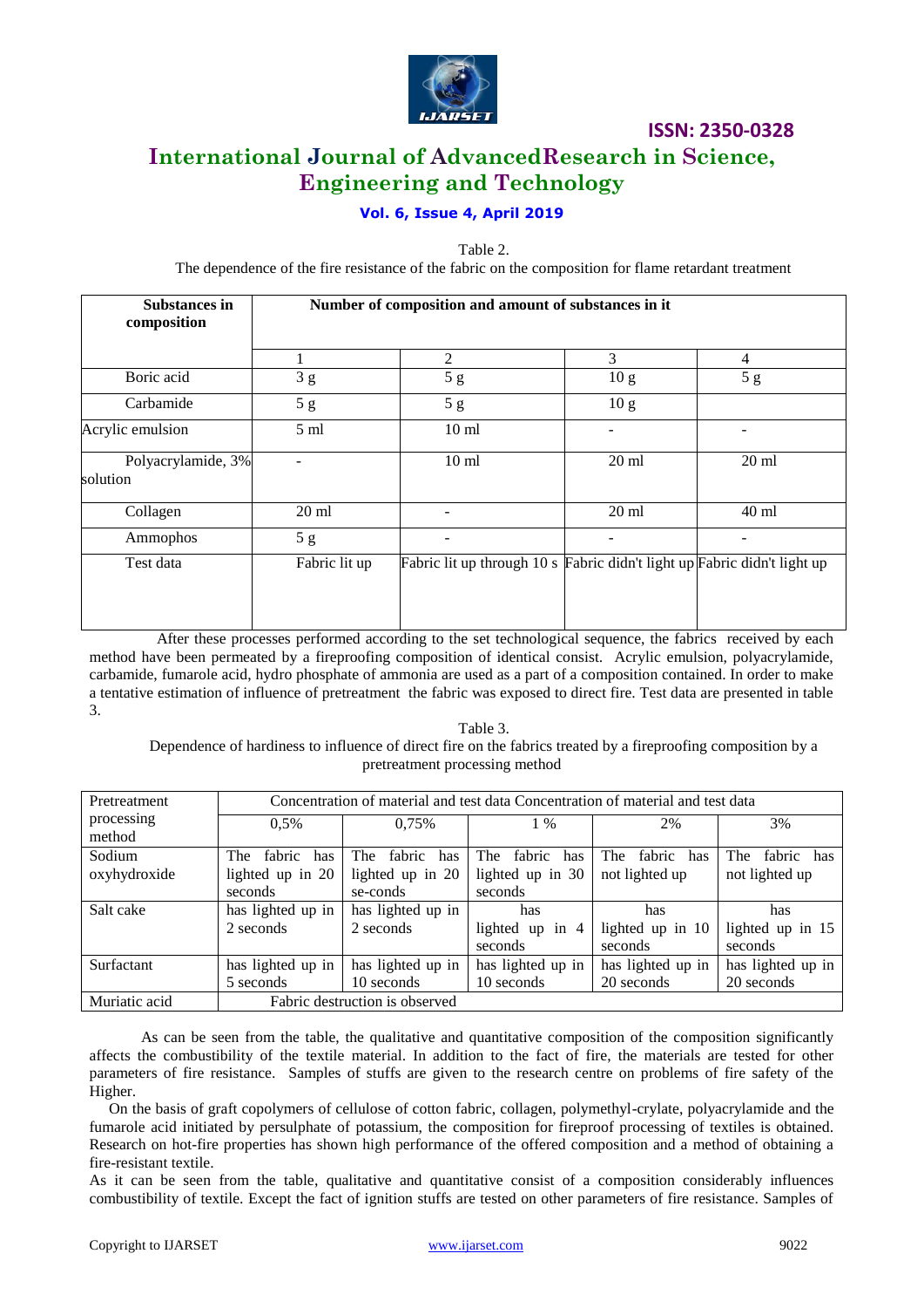Table 2.

The dependence of the fire resistance of the fabric on the composition for flame retardant treatment

| **Substances in composition** | **Number of composition and amount of substances in it** | | | |
|---|---|---|---|---|
| | 1 | 2 | 3 | 4 |
| Boric acid | 3 g | 5 g | 10 g | 5 g |
| Carbamide | 5 g | 5 g | 10 g | |
| Acrylic emulsion | 5 ml | 10 ml | - | - |
| Polyacrylamide, 3% solution | - | 10 ml | 20 ml | 20 ml |
| Collagen | 20 ml | - | 20 ml | 40 ml |
| Ammophos | 5 g | - | - | - |
| Test data | Fabric lit up | Fabric lit up through 10 s | Fabric didn't light up | Fabric didn't light up |

After these processes performed according to the set technological sequence, the fabrics received by each method have been permeated by a fireproofing composition of identical consist. Acrylic emulsion, polyacrylamide, carbamide, fumarole acid, hydro phosphate of ammonia are used as a part of a composition contained. In order to make a tentative estimation of influence of pretreatment the fabric was exposed to direct fire. Test data are presented in table 3.

Table 3.

Dependence of hardiness to influence of direct fire on the fabrics treated by a fireproofing composition by a pretreatment processing method

| Pretreatment processing method | Concentration of material and test data Concentration of material and test data | | | | |
|---|---|---|---|---|---|
| | 0,5% | 0,75% | 1 % | 2% | 3% |
| Sodium oxyhydroxide | The fabric has lighted up in 20 seconds | The fabric has lighted up in 20 se-conds | The fabric has lighted up in 30 seconds | The fabric has not lighted up | The fabric has not lighted up |
| Salt cake | has lighted up in 2 seconds | has lighted up in 2 seconds | has lighted up in 4 seconds | has lighted up in 10 seconds | has lighted up in 15 seconds |
| Surfactant | has lighted up in 5 seconds | has lighted up in 10 seconds | has lighted up in 10 seconds | has lighted up in 20 seconds | has lighted up in 20 seconds |
| Muriatic acid | Fabric destruction is observed | | | | |

As can be seen from the table, the qualitative and quantitative composition of the composition significantly affects the combustibility of the textile material. In addition to the fact of fire, the materials are tested for other parameters of fire resistance. Samples of stuffs are given to the research centre on problems of fire safety of the Higher.

On the basis of graft copolymers of cellulose of cotton fabric, collagen, polymethyl-crylate, polyacrylamide and the fumarole acid initiated by persulphate of potassium, the composition for fireproof processing of textiles is obtained. Research on hot-fire properties has shown high performance of the offered composition and a method of obtaining a fire-resistant textile.

As it can be seen from the table, qualitative and quantitative consist of a composition considerably influences combustibility of textile. Except the fact of ignition stuffs are tested on other parameters of fire resistance. Samples of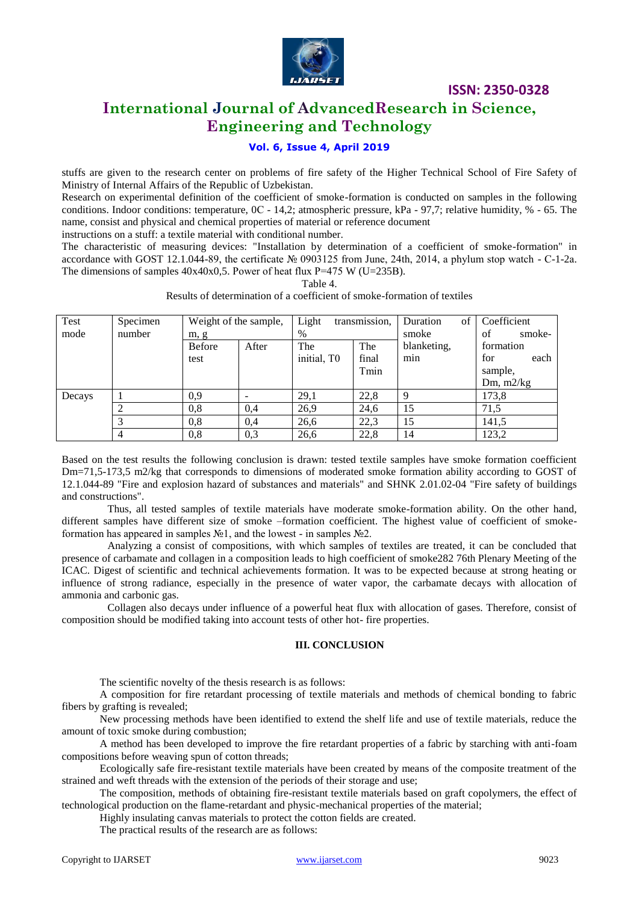stuffs are given to the research center on problems of fire safety of the Higher Technical School of Fire Safety of Ministry of Internal Affairs of the Republic of Uzbekistan.

Research on experimental definition of the coefficient of smoke-formation is conducted on samples in the following conditions. Indoor conditions: temperature, 0C - 14,2; atmospheric pressure, kPa - 97,7; relative humidity, % - 65. The name, consist and physical and chemical properties of material or reference document

instructions on a stuff: a textile material with conditional number.

The characteristic of measuring devices: "Installation by determination of a coefficient of smoke-formation" in accordance with GOST 12.1.044-89, the certificate № 0903125 from June, 24th, 2014, a phylum stop watch - C-1-2a. The dimensions of samples 40x40x0,5. Power of heat flux P=475 W (U=235B).

Table 4.

Results of determination of a coefficient of smoke-formation of textiles

| Test mode | Specimen number | Weight of the sample, m, g | | Light transmission, % | | Duration of smoke blanketing, min | Coefficient of smoke-formation for each sample, Dm, m2/kg |
|---|---|---|---|---|---|---|---|
| | | Before test | After | The initial, T0 | The final Tmin | | |
| Decays | 1 | 0,9 | - | 29,1 | 22,8 | 9 | 173,8 |
| | 2 | 0,8 | 0,4 | 26,9 | 24,6 | 15 | 71,5 |
| | 3 | 0,8 | 0,4 | 26,6 | 22,3 | 15 | 141,5 |
| | 4 | 0,8 | 0,3 | 26,6 | 22,8 | 14 | 123,2 |

Based on the test results the following conclusion is drawn: tested textile samples have smoke formation coefficient Dm=71,5-173,5 m2/kg that corresponds to dimensions of moderated smoke formation ability according to GOST of 12.1.044-89 "Fire and explosion hazard of substances and materials" and SHNK 2.01.02-04 "Fire safety of buildings and constructions".

Thus, all tested samples of textile materials have moderate smoke-formation ability. On the other hand, different samples have different size of smoke –formation coefficient. The highest value of coefficient of smoke-formation has appeared in samples №1, and the lowest - in samples №2.

Analyzing a consist of compositions, with which samples of textiles are treated, it can be concluded that presence of carbamate and collagen in a composition leads to high coefficient of smoke282 76th Plenary Meeting of the ICAC. Digest of scientific and technical achievements formation. It was to be expected because at strong heating or influence of strong radiance, especially in the presence of water vapor, the carbamate decays with allocation of ammonia and carbonic gas.

Collagen also decays under influence of a powerful heat flux with allocation of gases. Therefore, consist of composition should be modified taking into account tests of other hot- fire properties.

## III. CONCLUSION

The scientific novelty of the thesis research is as follows:

A composition for fire retardant processing of textile materials and methods of chemical bonding to fabric fibers by grafting is revealed;

New processing methods have been identified to extend the shelf life and use of textile materials, reduce the amount of toxic smoke during combustion;

A method has been developed to improve the fire retardant properties of a fabric by starching with anti-foam compositions before weaving spun of cotton threads;

Ecologically safe fire-resistant textile materials have been created by means of the composite treatment of the strained and weft threads with the extension of the periods of their storage and use;

The composition, methods of obtaining fire-resistant textile materials based on graft copolymers, the effect of technological production on the flame-retardant and physic-mechanical properties of the material;

Highly insulating canvas materials to protect the cotton fields are created.

The practical results of the research are as follows: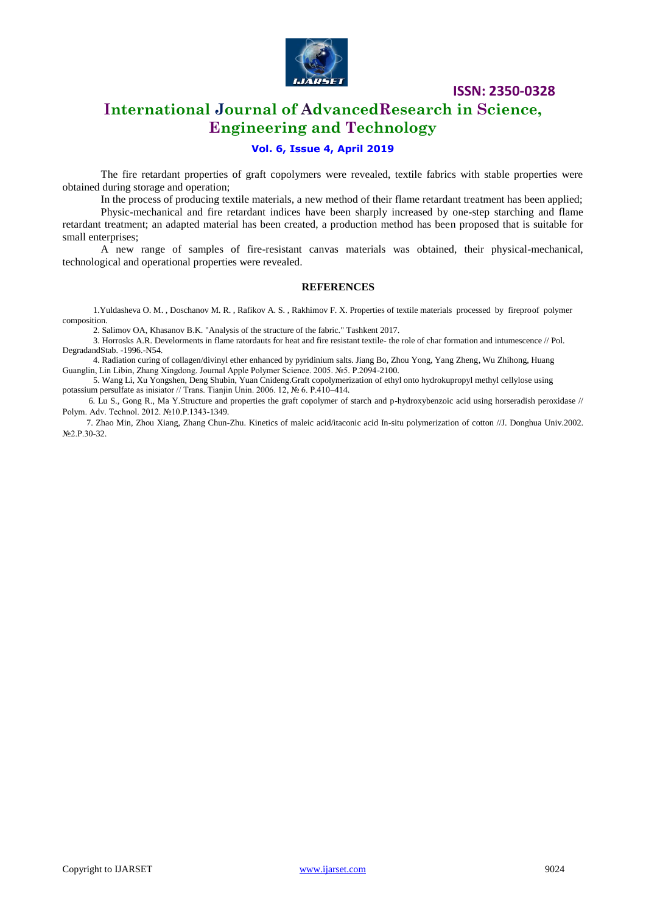The fire retardant properties of graft copolymers were revealed, textile fabrics with stable properties were obtained during storage and operation;

In the process of producing textile materials, a new method of their flame retardant treatment has been applied;

Physic-mechanical and fire retardant indices have been sharply increased by one-step starching and flame retardant treatment; an adapted material has been created, a production method has been proposed that is suitable for small enterprises;

A new range of samples of fire-resistant canvas materials was obtained, their physical-mechanical, technological and operational properties were revealed.

## REFERENCES

1. Yuldasheva O. M. , Doschanov M. R. , Rafikov A. S. , Rakhimov F. X. Properties of textile materials processed by fireproof polymer composition.
2. Salimov OA, Khasanov B.K. "Analysis of the structure of the fabric." Tashkent 2017.
3. Horrosks A.R. Develorments in flame ratordauts for heat and fire resistant textile- the role of char formation and intumescence // Pol. DegradandStab. -1996.-N54.
4. Radiation curing of collagen/divinyl ether enhanced by pyridinium salts. Jiang Bo, Zhou Yong, Yang Zheng, Wu Zhihong, Huang Guanglin, Lin Libin, Zhang Xingdong. Journal Apple Polymer Science. 2005. №5. P.2094-2100.
5. Wang Li, Xu Yongshen, Deng Shubin, Yuan Cnideng.Graft copolymerization of ethyl onto hydrokupropyl methyl cellylose using potassium persulfate as inisiator // Trans. Tianjin Unin. 2006. 12, № 6. P.410–414.
6. Lu S., Gong R., Ma Y.Structure and properties the graft copolymer of starch and p-hydroxybenzoic acid using horseradish peroxidase // Polym. Adv. Technol. 2012. №10.P.1343-1349.
7. Zhao Min, Zhou Xiang, Zhang Chun-Zhu. Kinetics of maleic acid/itaconic acid In-situ polymerization of cotton //J. Donghua Univ.2002. №2.P.30-32.